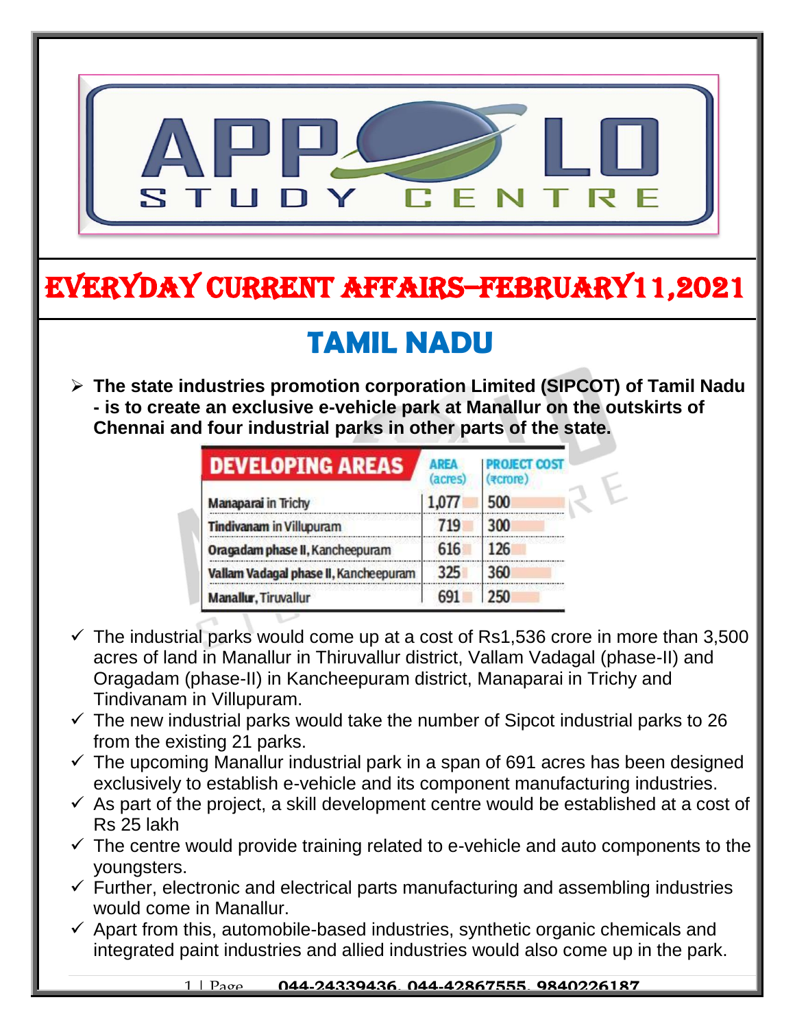# EVERYDAY CURRENT AFFAIRS–FEBRUARY11,2021

## TAMIL NADU

- **The state industries promotion corporation Limited (SIPCOT) of Tamil Nadu - is to create an exclusive e-vehicle park at Manallur on the outskirts of Chennai and four industrial parks in other parts of the state.**

| DEVELOPING AREAS | AREA (acres) | PROJECT COST (₹crore) |
|---|---|---|
| Manaparai in Trichy | 1,077 | 500 |
| Tindivanam in Villupuram | 719 | 300 |
| Oragadam phase II, Kancheepuram | 616 | 126 |
| Vallam Vadagal phase II, Kancheepuram | 325 | 360 |
| Manallur, Tiruvallur | 691 | 250 |

- ✓ The industrial parks would come up at a cost of Rs1,536 crore in more than 3,500 acres of land in Manallur in Thiruvallur district, Vallam Vadagal (phase-II) and Oragadam (phase-II) in Kancheepuram district, Manaparai in Trichy and Tindivanam in Villupuram.
- ✓ The new industrial parks would take the number of Sipcot industrial parks to 26 from the existing 21 parks.
- ✓ The upcoming Manallur industrial park in a span of 691 acres has been designed exclusively to establish e-vehicle and its component manufacturing industries.
- ✓ As part of the project, a skill development centre would be established at a cost of Rs 25 lakh
- ✓ The centre would provide training related to e-vehicle and auto components to the youngsters.
- ✓ Further, electronic and electrical parts manufacturing and assembling industries would come in Manallur.
- ✓ Apart from this, automobile-based industries, synthetic organic chemicals and integrated paint industries and allied industries would also come up in the park.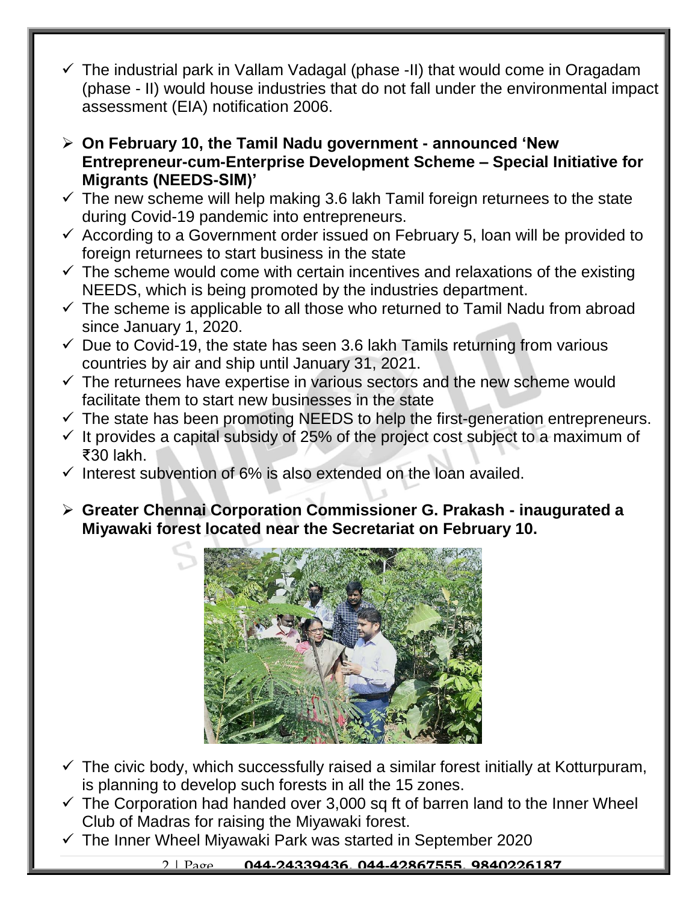- ✓ The industrial park in Vallam Vadagal (phase -II) that would come in Oragadam (phase - II) would house industries that do not fall under the environmental impact assessment (EIA) notification 2006.

- **On February 10, the Tamil Nadu government - announced 'New Entrepreneur-cum-Enterprise Development Scheme – Special Initiative for Migrants (NEEDS-SIM)'**
  - ✓ The new scheme will help making 3.6 lakh Tamil foreign returnees to the state during Covid-19 pandemic into entrepreneurs.
  - ✓ According to a Government order issued on February 5, loan will be provided to foreign returnees to start business in the state
  - ✓ The scheme would come with certain incentives and relaxations of the existing NEEDS, which is being promoted by the industries department.
  - ✓ The scheme is applicable to all those who returned to Tamil Nadu from abroad since January 1, 2020.
  - ✓ Due to Covid-19, the state has seen 3.6 lakh Tamils returning from various countries by air and ship until January 31, 2021.
  - ✓ The returnees have expertise in various sectors and the new scheme would facilitate them to start new businesses in the state
  - ✓ The state has been promoting NEEDS to help the first-generation entrepreneurs.
  - ✓ It provides a capital subsidy of 25% of the project cost subject to a maximum of ₹30 lakh.
  - ✓ Interest subvention of 6% is also extended on the loan availed.

- **Greater Chennai Corporation Commissioner G. Prakash - inaugurated a Miyawaki forest located near the Secretariat on February 10.**
  - ✓ The civic body, which successfully raised a similar forest initially at Kotturpuram, is planning to develop such forests in all the 15 zones.
  - ✓ The Corporation had handed over 3,000 sq ft of barren land to the Inner Wheel Club of Madras for raising the Miyawaki forest.
  - ✓ The Inner Wheel Miyawaki Park was started in September 2020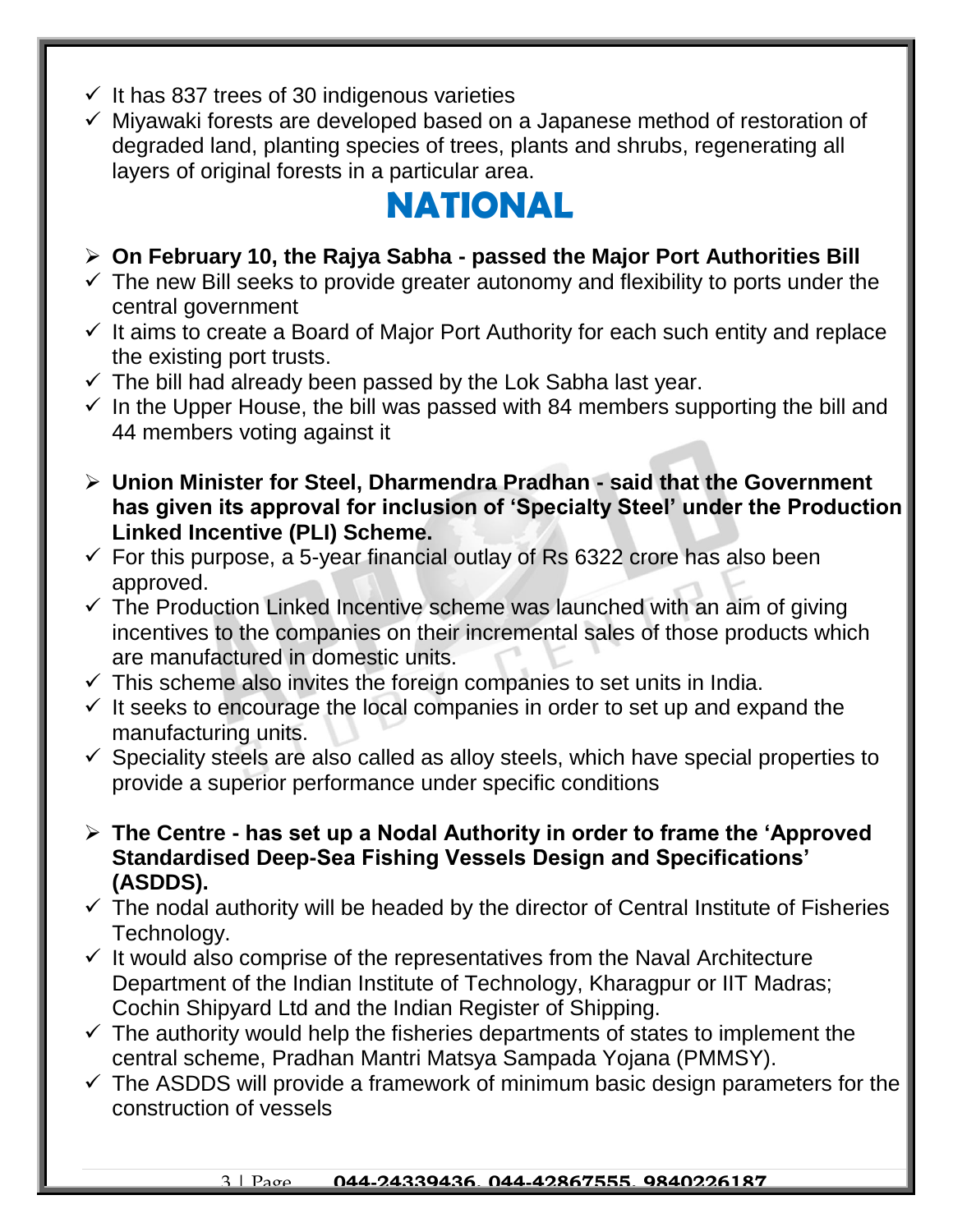- ✓ It has 837 trees of 30 indigenous varieties
- ✓ Miyawaki forests are developed based on a Japanese method of restoration of degraded land, planting species of trees, plants and shrubs, regenerating all layers of original forests in a particular area.

# NATIONAL

- ➢ **On February 10, the Rajya Sabha - passed the Major Port Authorities Bill**
- ✓ The new Bill seeks to provide greater autonomy and flexibility to ports under the central government
- ✓ It aims to create a Board of Major Port Authority for each such entity and replace the existing port trusts.
- ✓ The bill had already been passed by the Lok Sabha last year.
- ✓ In the Upper House, the bill was passed with 84 members supporting the bill and 44 members voting against it

- ➢ **Union Minister for Steel, Dharmendra Pradhan - said that the Government has given its approval for inclusion of 'Specialty Steel' under the Production Linked Incentive (PLI) Scheme.**
- ✓ For this purpose, a 5-year financial outlay of Rs 6322 crore has also been approved.
- ✓ The Production Linked Incentive scheme was launched with an aim of giving incentives to the companies on their incremental sales of those products which are manufactured in domestic units.
- ✓ This scheme also invites the foreign companies to set units in India.
- ✓ It seeks to encourage the local companies in order to set up and expand the manufacturing units.
- ✓ Speciality steels are also called as alloy steels, which have special properties to provide a superior performance under specific conditions

- ➢ **The Centre - has set up a Nodal Authority in order to frame the 'Approved Standardised Deep-Sea Fishing Vessels Design and Specifications' (ASDDS).**
- ✓ The nodal authority will be headed by the director of Central Institute of Fisheries Technology.
- ✓ It would also comprise of the representatives from the Naval Architecture Department of the Indian Institute of Technology, Kharagpur or IIT Madras; Cochin Shipyard Ltd and the Indian Register of Shipping.
- ✓ The authority would help the fisheries departments of states to implement the central scheme, Pradhan Mantri Matsya Sampada Yojana (PMMSY).
- ✓ The ASDDS will provide a framework of minimum basic design parameters for the construction of vessels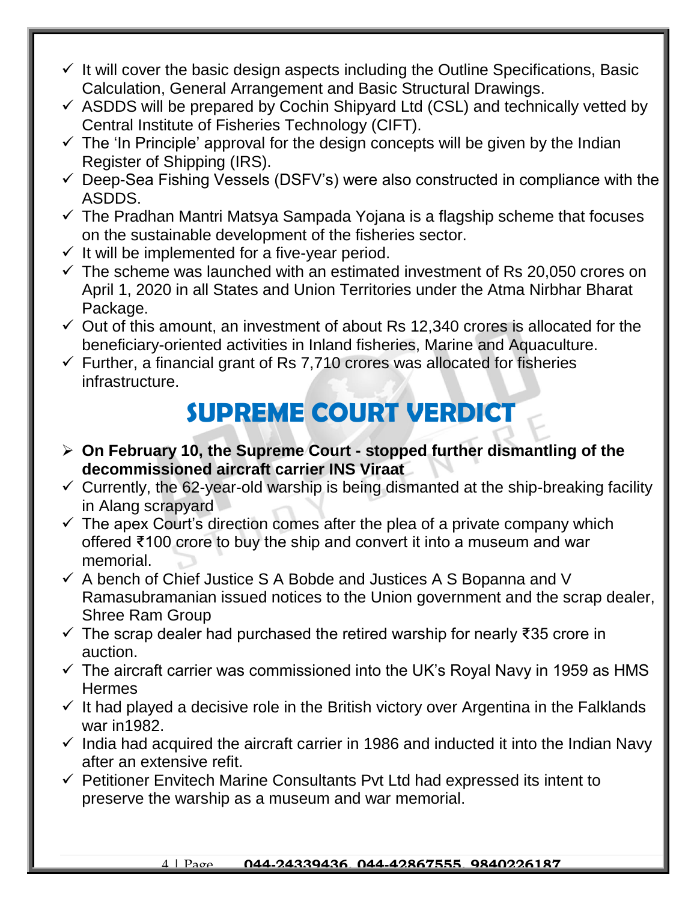- It will cover the basic design aspects including the Outline Specifications, Basic Calculation, General Arrangement and Basic Structural Drawings.
- ASDDS will be prepared by Cochin Shipyard Ltd (CSL) and technically vetted by Central Institute of Fisheries Technology (CIFT).
- The 'In Principle' approval for the design concepts will be given by the Indian Register of Shipping (IRS).
- Deep-Sea Fishing Vessels (DSFV's) were also constructed in compliance with the ASDDS.
- The Pradhan Mantri Matsya Sampada Yojana is a flagship scheme that focuses on the sustainable development of the fisheries sector.
- It will be implemented for a five-year period.
- The scheme was launched with an estimated investment of Rs 20,050 crores on April 1, 2020 in all States and Union Territories under the Atma Nirbhar Bharat Package.
- Out of this amount, an investment of about Rs 12,340 crores is allocated for the beneficiary-oriented activities in Inland fisheries, Marine and Aquaculture.
- Further, a financial grant of Rs 7,710 crores was allocated for fisheries infrastructure.

# SUPREME COURT VERDICT

- **On February 10, the Supreme Court - stopped further dismantling of the decommissioned aircraft carrier INS Viraat**
- Currently, the 62-year-old warship is being dismanted at the ship-breaking facility in Alang scrapyard
- The apex Court's direction comes after the plea of a private company which offered ₹100 crore to buy the ship and convert it into a museum and war memorial.
- A bench of Chief Justice S A Bobde and Justices A S Bopanna and V Ramasubramanian issued notices to the Union government and the scrap dealer, Shree Ram Group
- The scrap dealer had purchased the retired warship for nearly ₹35 crore in auction.
- The aircraft carrier was commissioned into the UK's Royal Navy in 1959 as HMS Hermes
- It had played a decisive role in the British victory over Argentina in the Falklands war in1982.
- India had acquired the aircraft carrier in 1986 and inducted it into the Indian Navy after an extensive refit.
- Petitioner Envitech Marine Consultants Pvt Ltd had expressed its intent to preserve the warship as a museum and war memorial.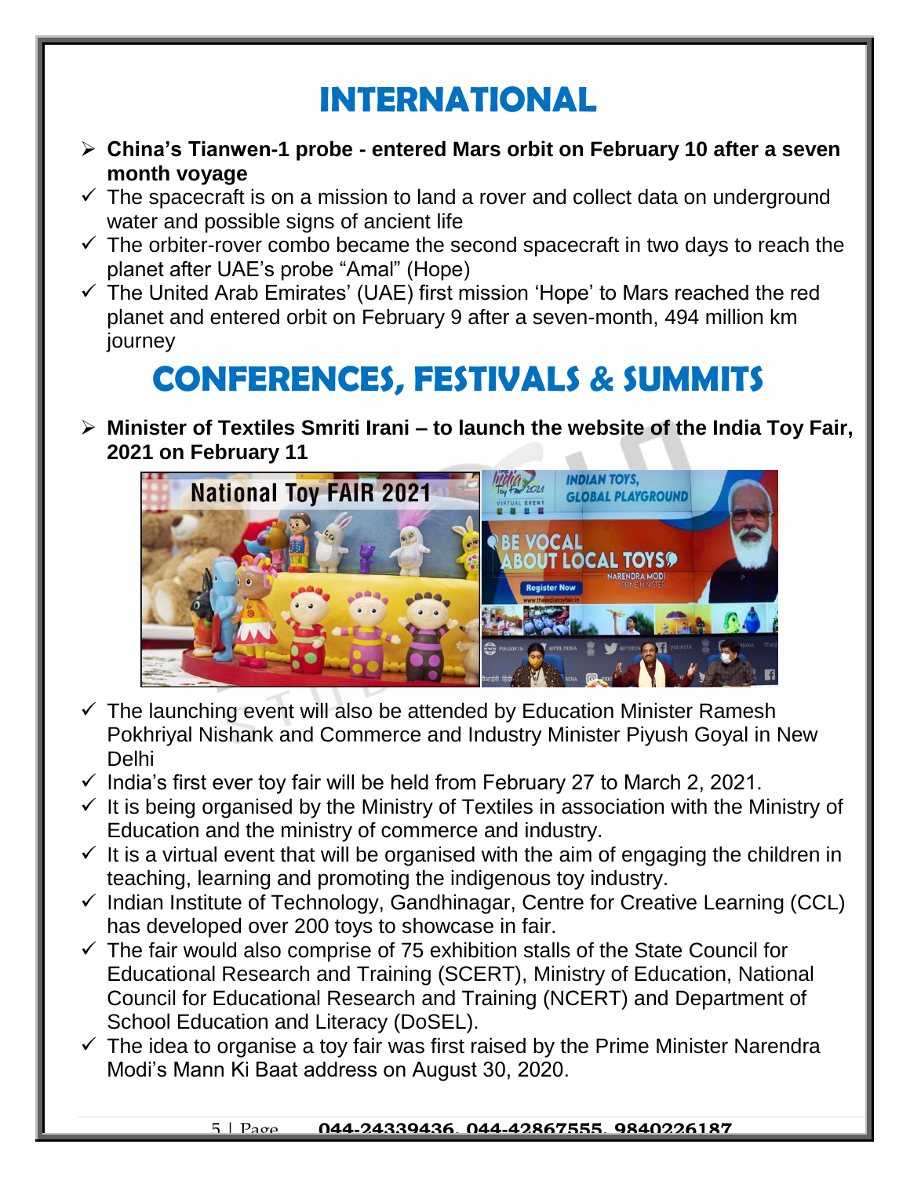# INTERNATIONAL

- **China's Tianwen-1 probe - entered Mars orbit on February 10 after a seven month voyage**
  - The spacecraft is on a mission to land a rover and collect data on underground water and possible signs of ancient life
  - The orbiter-rover combo became the second spacecraft in two days to reach the planet after UAE's probe "Amal" (Hope)
  - The United Arab Emirates' (UAE) first mission 'Hope' to Mars reached the red planet and entered orbit on February 9 after a seven-month, 494 million km journey

# CONFERENCES, FESTIVALS & SUMMITS

- **Minister of Textiles Smriti Irani – to launch the website of the India Toy Fair, 2021 on February 11**
  - The launching event will also be attended by Education Minister Ramesh Pokhriyal Nishank and Commerce and Industry Minister Piyush Goyal in New Delhi
  - India's first ever toy fair will be held from February 27 to March 2, 2021.
  - It is being organised by the Ministry of Textiles in association with the Ministry of Education and the ministry of commerce and industry.
  - It is a virtual event that will be organised with the aim of engaging the children in teaching, learning and promoting the indigenous toy industry.
  - Indian Institute of Technology, Gandhinagar, Centre for Creative Learning (CCL) has developed over 200 toys to showcase in fair.
  - The fair would also comprise of 75 exhibition stalls of the State Council for Educational Research and Training (SCERT), Ministry of Education, National Council for Educational Research and Training (NCERT) and Department of School Education and Literacy (DoSEL).
  - The idea to organise a toy fair was first raised by the Prime Minister Narendra Modi's Mann Ki Baat address on August 30, 2020.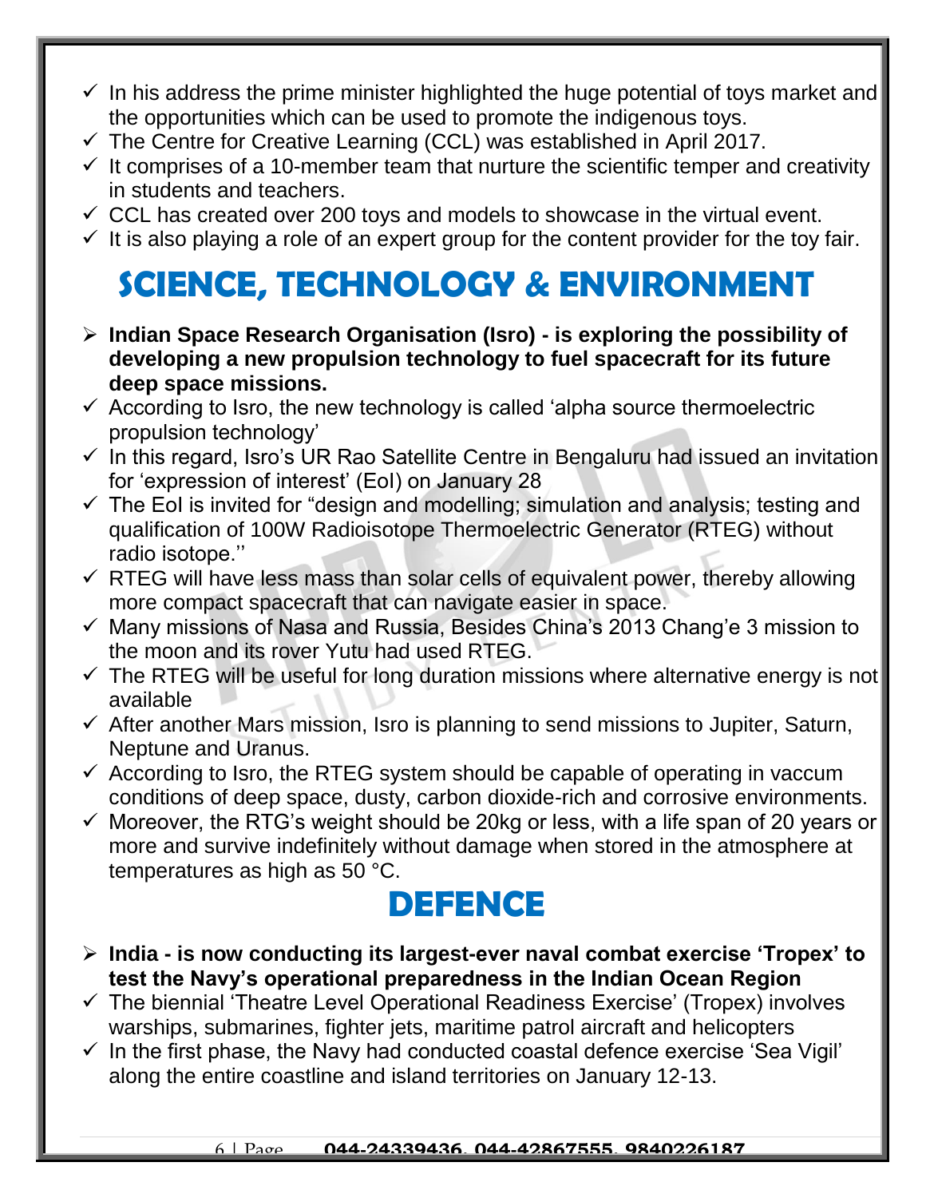- In his address the prime minister highlighted the huge potential of toys market and the opportunities which can be used to promote the indigenous toys.
- The Centre for Creative Learning (CCL) was established in April 2017.
- It comprises of a 10-member team that nurture the scientific temper and creativity in students and teachers.
- CCL has created over 200 toys and models to showcase in the virtual event.
- It is also playing a role of an expert group for the content provider for the toy fair.

# SCIENCE, TECHNOLOGY & ENVIRONMENT

- **Indian Space Research Organisation (Isro) - is exploring the possibility of developing a new propulsion technology to fuel spacecraft for its future deep space missions.**
- According to Isro, the new technology is called 'alpha source thermoelectric propulsion technology'
- In this regard, Isro's UR Rao Satellite Centre in Bengaluru had issued an invitation for 'expression of interest' (EoI) on January 28
- The EoI is invited for "design and modelling; simulation and analysis; testing and qualification of 100W Radioisotope Thermoelectric Generator (RTEG) without radio isotope.''
- RTEG will have less mass than solar cells of equivalent power, thereby allowing more compact spacecraft that can navigate easier in space.
- Many missions of Nasa and Russia, Besides China's 2013 Chang'e 3 mission to the moon and its rover Yutu had used RTEG.
- The RTEG will be useful for long duration missions where alternative energy is not available
- After another Mars mission, Isro is planning to send missions to Jupiter, Saturn, Neptune and Uranus.
- According to Isro, the RTEG system should be capable of operating in vaccum conditions of deep space, dusty, carbon dioxide-rich and corrosive environments.
- Moreover, the RTG's weight should be 20kg or less, with a life span of 20 years or more and survive indefinitely without damage when stored in the atmosphere at temperatures as high as 50 °C.

# DEFENCE

- **India - is now conducting its largest-ever naval combat exercise 'Tropex' to test the Navy's operational preparedness in the Indian Ocean Region**
- The biennial 'Theatre Level Operational Readiness Exercise' (Tropex) involves warships, submarines, fighter jets, maritime patrol aircraft and helicopters
- In the first phase, the Navy had conducted coastal defence exercise 'Sea Vigil' along the entire coastline and island territories on January 12-13.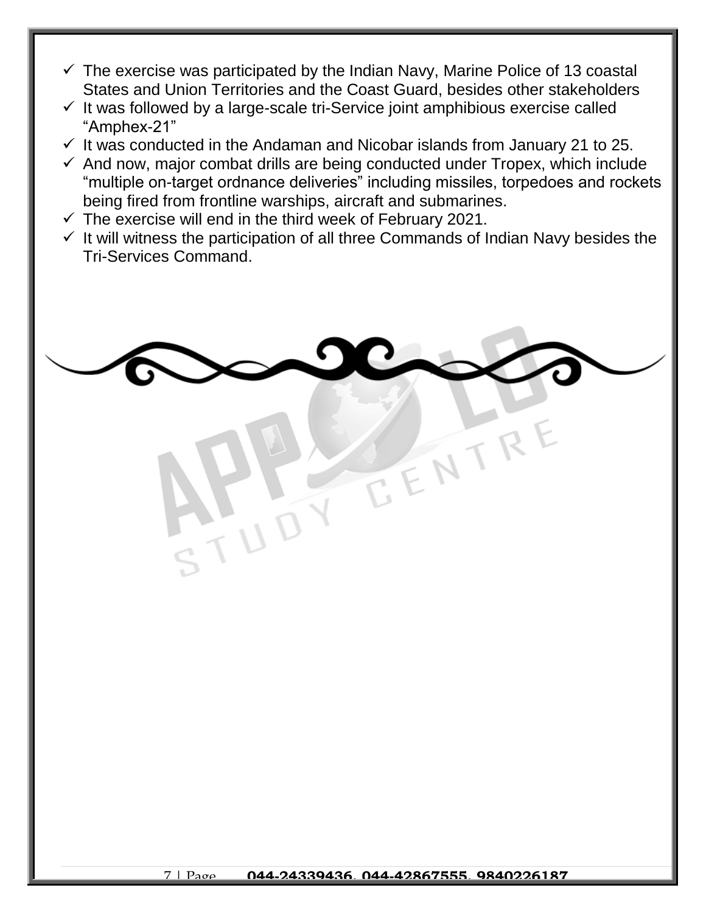- ✓ The exercise was participated by the Indian Navy, Marine Police of 13 coastal States and Union Territories and the Coast Guard, besides other stakeholders
- ✓ It was followed by a large-scale tri-Service joint amphibious exercise called "Amphex-21"
- ✓ It was conducted in the Andaman and Nicobar islands from January 21 to 25.
- ✓ And now, major combat drills are being conducted under Tropex, which include "multiple on-target ordnance deliveries" including missiles, torpedoes and rockets being fired from frontline warships, aircraft and submarines.
- ✓ The exercise will end in the third week of February 2021.
- ✓ It will witness the participation of all three Commands of Indian Navy besides the Tri-Services Command.